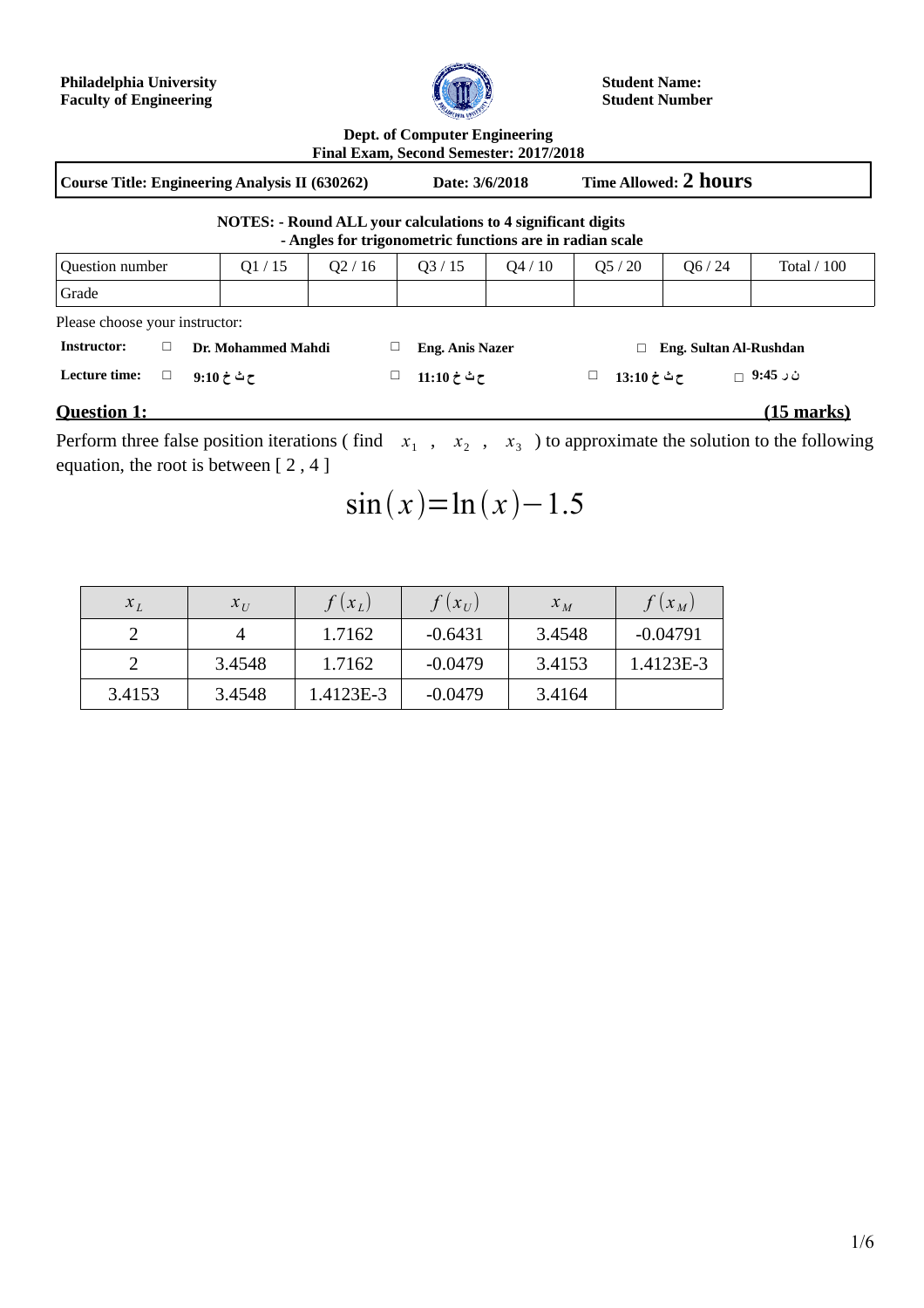**Philadelphia University**
**Faculty of Engineering**

**Student Name:**
**Student Number**

**Dept. of Computer Engineering**
**Final Exam, Second Semester: 2017/2018**

| **Course Title: Engineering Analysis II (630262)** | **Date: 3/6/2018** | **Time Allowed: 2 hours** |
|---|---|---|

**NOTES: - Round ALL your calculations to 4 significant digits**
**- Angles for trigonometric functions are in radian scale**

| Question number | Q1 / 15 | Q2 / 16 | Q3 / 15 | Q4 / 10 | Q5 / 20 | Q6 / 24 | Total / 100 |
|---|---|---|---|---|---|---|---|
| Grade | | | | | | | |

Please choose your instructor:

| **Instructor:** | □ **Dr. Mohammed Mahdi** | □ **Eng. Anis Nazer** | □ **Eng. Sultan Al-Rushdan** | |
|---|---|---|---|---|
| **Lecture time:** | □ **9:10 ح ث خ** | □ **11:10 ح ث خ** | □ **13:10 ح ث خ** | □ **9:45 ن ر** |

## **Question 1:** **(15 marks)**

Perform three false position iterations ( find $x_1$ , $x_2$ , $x_3$ ) to approximate the solution to the following equation, the root is between [ 2 , 4 ]

$$\sin(x) = \ln(x) - 1.5$$

| $x_L$ | $x_U$ | $f(x_L)$ | $f(x_U)$ | $x_M$ | $f(x_M)$ |
|---|---|---|---|---|---|
| 2 | 4 | 1.7162 | -0.6431 | 3.4548 | -0.04791 |
| 2 | 3.4548 | 1.7162 | -0.0479 | 3.4153 | 1.4123E-3 |
| 3.4153 | 3.4548 | 1.4123E-3 | -0.0479 | 3.4164 | |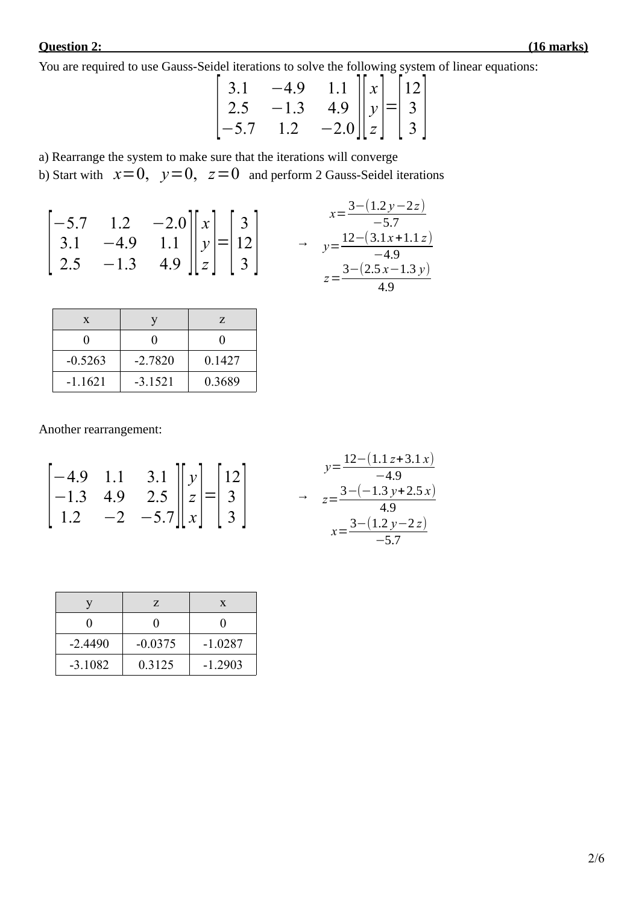**Question 2: (16 marks)**

You are required to use Gauss-Seidel iterations to solve the following system of linear equations:

$$\begin{bmatrix} 3.1 & -4.9 & 1.1 \\ 2.5 & -1.3 & 4.9 \\ -5.7 & 1.2 & -2.0 \end{bmatrix} \begin{bmatrix} x \\ y \\ z \end{bmatrix} = \begin{bmatrix} 12 \\ 3 \\ 3 \end{bmatrix}$$

a) Rearrange the system to make sure that the iterations will converge

b) Start with $x=0, \ y=0, \ z=0$ and perform 2 Gauss-Seidel iterations

$$\begin{bmatrix} -5.7 & 1.2 & -2.0 \\ 3.1 & -4.9 & 1.1 \\ 2.5 & -1.3 & 4.9 \end{bmatrix} \begin{bmatrix} x \\ y \\ z \end{bmatrix} = \begin{bmatrix} 3 \\ 12 \\ 3 \end{bmatrix} \quad \rightarrow \quad \begin{aligned} x &= \frac{3-(1.2y-2z)}{-5.7} \\ y &= \frac{12-(3.1x+1.1z)}{-4.9} \\ z &= \frac{3-(2.5x-1.3y)}{4.9} \end{aligned}$$

| x | y | z |
|---|---|---|
| 0 | 0 | 0 |
| -0.5263 | -2.7820 | 0.1427 |
| -1.1621 | -3.1521 | 0.3689 |

Another rearrangement:

$$\begin{bmatrix} -4.9 & 1.1 & 3.1 \\ -1.3 & 4.9 & 2.5 \\ 1.2 & -2 & -5.7 \end{bmatrix} \begin{bmatrix} y \\ z \\ x \end{bmatrix} = \begin{bmatrix} 12 \\ 3 \\ 3 \end{bmatrix} \quad \rightarrow \quad \begin{aligned} y &= \frac{12-(1.1z+3.1x)}{-4.9} \\ z &= \frac{3-(-1.3y+2.5x)}{4.9} \\ x &= \frac{3-(1.2y-2z)}{-5.7} \end{aligned}$$

| y | z | x |
|---|---|---|
| 0 | 0 | 0 |
| -2.4490 | -0.0375 | -1.0287 |
| -3.1082 | 0.3125 | -1.2903 |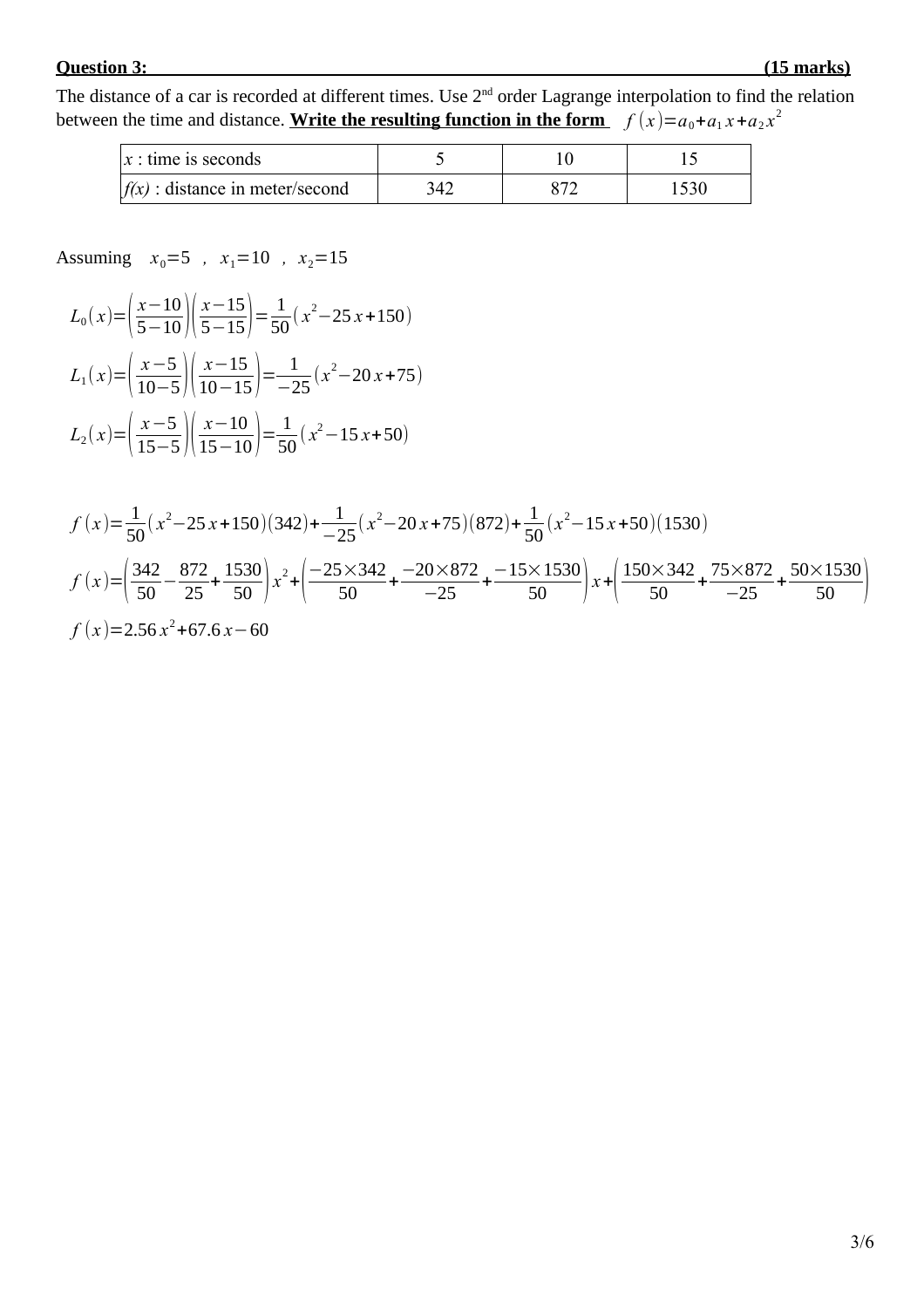**Question 3: (15 marks)**

The distance of a car is recorded at different times. Use 2nd order Lagrange interpolation to find the relation between the time and distance. **Write the resulting function in the form** $f(x)=a_0+a_1 x+a_2 x^2$

| $x$ : time is seconds | 5 | 10 | 15 |
|---|---|---|---|
| $f(x)$ : distance in meter/second | 342 | 872 | 1530 |

Assuming $x_0=5$ , $x_1=10$ , $x_2=15$

$$L_0(x)=\left(\frac{x-10}{5-10}\right)\left(\frac{x-15}{5-15}\right)=\frac{1}{50}\left(x^2-25x+150\right)$$

$$L_1(x)=\left(\frac{x-5}{10-5}\right)\left(\frac{x-15}{10-15}\right)=\frac{1}{-25}\left(x^2-20x+75\right)$$

$$L_2(x)=\left(\frac{x-5}{15-5}\right)\left(\frac{x-10}{15-10}\right)=\frac{1}{50}\left(x^2-15x+50\right)$$

$$f(x)=\frac{1}{50}\left(x^2-25x+150\right)(342)+\frac{1}{-25}\left(x^2-20x+75\right)(872)+\frac{1}{50}\left(x^2-15x+50\right)(1530)$$

$$f(x)=\left(\frac{342}{50}-\frac{872}{25}+\frac{1530}{50}\right)x^2+\left(\frac{-25\times 342}{50}+\frac{-20\times 872}{-25}+\frac{-15\times 1530}{50}\right)x+\left(\frac{150\times 342}{50}+\frac{75\times 872}{-25}+\frac{50\times 1530}{50}\right)$$

$$f(x)=2.56x^2+67.6x-60$$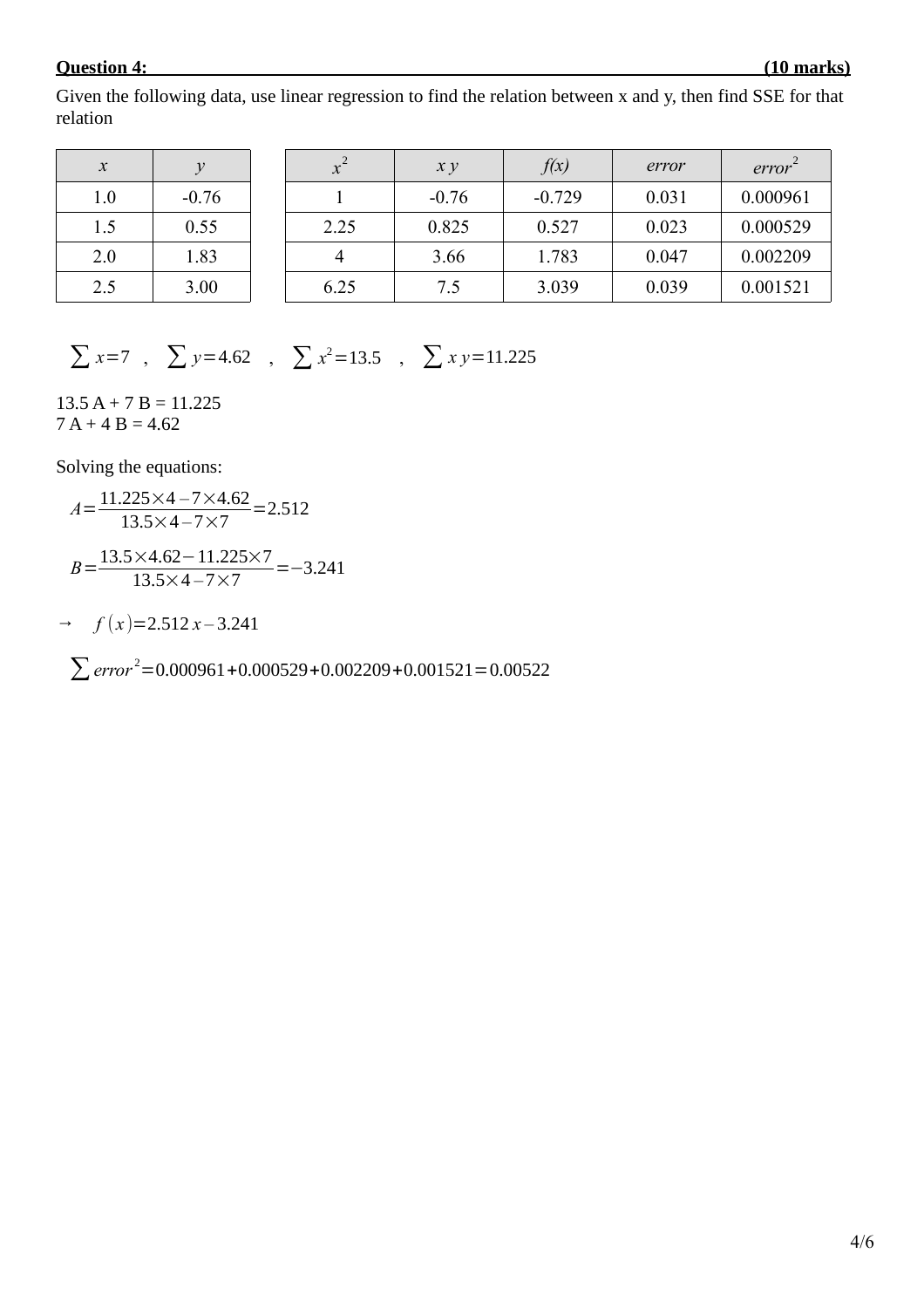**Question 4: (10 marks)**

Given the following data, use linear regression to find the relation between x and y, then find SSE for that relation

| $x$ | $y$ |
|---|---|
| 1.0 | -0.76 |
| 1.5 | 0.55 |
| 2.0 | 1.83 |
| 2.5 | 3.00 |

| $x^2$ | $x\,y$ | $f(x)$ | $error$ | $error^2$ |
|---|---|---|---|---|
| 1 | -0.76 | -0.729 | 0.031 | 0.000961 |
| 2.25 | 0.825 | 0.527 | 0.023 | 0.000529 |
| 4 | 3.66 | 1.783 | 0.047 | 0.002209 |
| 6.25 | 7.5 | 3.039 | 0.039 | 0.001521 |

$$\sum x = 7 \quad , \quad \sum y = 4.62 \quad , \quad \sum x^2 = 13.5 \quad , \quad \sum x\,y = 11.225$$

13.5 A + 7 B = 11.225
7 A + 4 B = 4.62

Solving the equations:

$$A = \frac{11.225 \times 4 - 7 \times 4.62}{13.5 \times 4 - 7 \times 7} = 2.512$$

$$B = \frac{13.5 \times 4.62 - 11.225 \times 7}{13.5 \times 4 - 7 \times 7} = -3.241$$

$\rightarrow \quad f(x) = 2.512\,x - 3.241$

$$\sum error^2 = 0.000961 + 0.000529 + 0.002209 + 0.001521 = 0.00522$$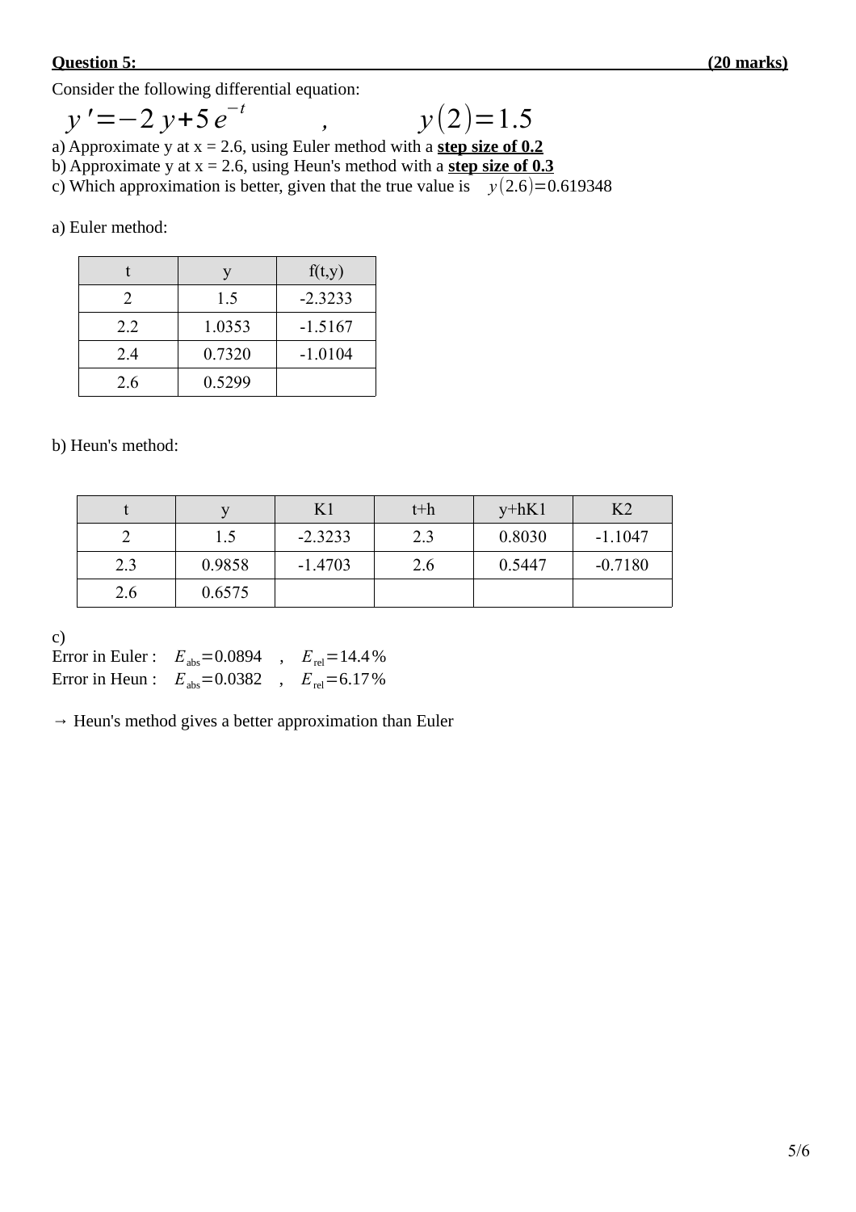**Question 5: (20 marks)**

Consider the following differential equation:

$$y' = -2y + 5e^{-t} \quad , \quad y(2) = 1.5$$

a) Approximate y at x = 2.6, using Euler method with a **step size of 0.2**
b) Approximate y at x = 2.6, using Heun's method with a **step size of 0.3**
c) Which approximation is better, given that the true value is $y(2.6) = 0.619348$

a) Euler method:

| t | y | f(t,y) |
|---|---|---|
| 2 | 1.5 | -2.3233 |
| 2.2 | 1.0353 | -1.5167 |
| 2.4 | 0.7320 | -1.0104 |
| 2.6 | 0.5299 | |

b) Heun's method:

| t | y | K1 | t+h | y+hK1 | K2 |
|---|---|---|---|---|---|
| 2 | 1.5 | -2.3233 | 2.3 | 0.8030 | -1.1047 |
| 2.3 | 0.9858 | -1.4703 | 2.6 | 0.5447 | -0.7180 |
| 2.6 | 0.6575 | | | | |

c)
Error in Euler : $E_{abs} = 0.0894$ , $E_{rel} = 14.4\%$
Error in Heun : $E_{abs} = 0.0382$ , $E_{rel} = 6.17\%$

→ Heun's method gives a better approximation than Euler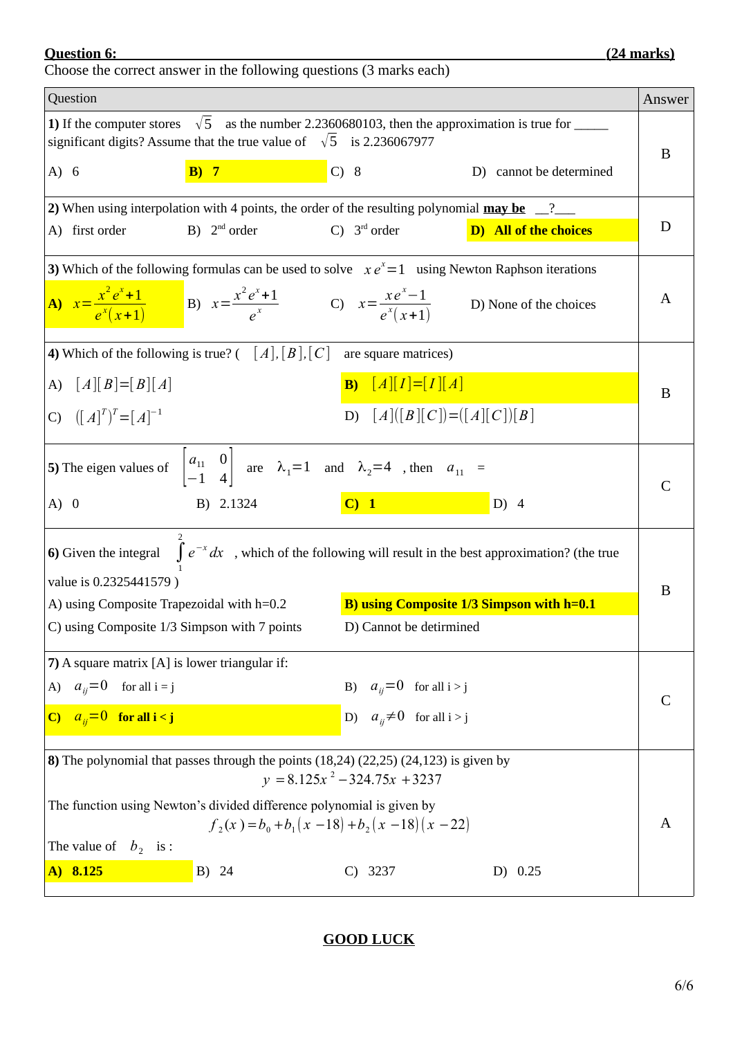**Question 6:** **(24 marks)**

Choose the correct answer in the following questions (3 marks each)

| Question | Answer |
|---|---|
| **1)** If the computer stores $\sqrt{5}$ as the number 2.2360680103, then the approximation is true for _____ significant digits? Assume that the true value of $\sqrt{5}$ is 2.236067977<br>A) 6 &nbsp;&nbsp; **B) 7** &nbsp;&nbsp; C) 8 &nbsp;&nbsp; D) cannot be determined | B |
| **2)** When using interpolation with 4 points, the order of the resulting polynomial **may be** __?___<br>A) first order &nbsp;&nbsp; B) 2nd order &nbsp;&nbsp; C) 3rd order &nbsp;&nbsp; **D) All of the choices** | D |
| **3)** Which of the following formulas can be used to solve $x e^{x}=1$ using Newton Raphson iterations<br>**A)** $x=\dfrac{x^2 e^x+1}{e^x(x+1)}$ &nbsp;&nbsp; B) $x=\dfrac{x^2 e^x+1}{e^x}$ &nbsp;&nbsp; C) $x=\dfrac{x e^x-1}{e^x(x+1)}$ &nbsp;&nbsp; D) None of the choices | A |
| **4)** Which of the following is true? ( $[A],[B],[C]$ are square matrices)<br>A) $[A][B]=[B][A]$ &nbsp;&nbsp; **B)** $[A][I]=[I][A]$<br>C) $([A]^T)^T=[A]^{-1}$ &nbsp;&nbsp; D) $[A]([B][C])=([A][C])[B]$ | B |
| **5)** The eigen values of $\begin{bmatrix} a_{11} & 0 \\ -1 & 4 \end{bmatrix}$ are $\lambda_1=1$ and $\lambda_2=4$ , then $a_{11}$ =<br>A) 0 &nbsp;&nbsp; B) 2.1324 &nbsp;&nbsp; **C) 1** &nbsp;&nbsp; D) 4 | C |
| **6)** Given the integral $\int_1^2 e^{-x}dx$ , which of the following will result in the best approximation? (the true value is 0.2325441579 )<br>A) using Composite Trapezoidal with h=0.2 &nbsp;&nbsp; **B) using Composite 1/3 Simpson with h=0.1**<br>C) using Composite 1/3 Simpson with 7 points &nbsp;&nbsp; D) Cannot be detirmined | B |
| **7)** A square matrix [A] is lower triangular if:<br>A) $a_{ij}=0$ for all i = j &nbsp;&nbsp; B) $a_{ij}=0$ for all i > j<br>**C)** $a_{ij}=0$ **for all i < j** &nbsp;&nbsp; D) $a_{ij}\neq 0$ for all i > j | C |
| **8)** The polynomial that passes through the points (18,24) (22,25) (24,123) is given by<br>$y=8.125x^2-324.75x+3237$<br>The function using Newton's divided difference polynomial is given by<br>$f_2(x)=b_0+b_1(x-18)+b_2(x-18)(x-22)$<br>The value of $b_2$ is :<br>**A) 8.125** &nbsp;&nbsp; B) 24 &nbsp;&nbsp; C) 3237 &nbsp;&nbsp; D) 0.25 | A |

**GOOD LUCK**